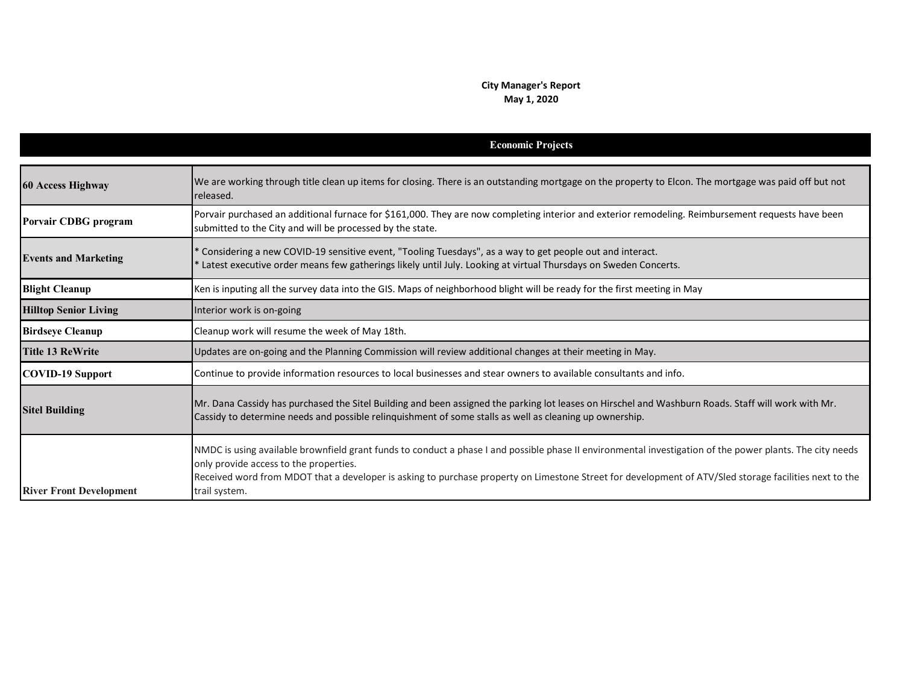**City Manager's Report**
**May 1, 2020**

| Economic Projects | |
|---|---|
| **60 Access Highway** | We are working through title clean up items for closing. There is an outstanding mortgage on the property to Elcon. The mortgage was paid off but not released. |
| **Porvair CDBG program** | Porvair purchased an additional furnace for $161,000. They are now completing interior and exterior remodeling. Reimbursement requests have been submitted to the City and will be processed by the state. |
| **Events and Marketing** | * Considering a new COVID-19 sensitive event, "Tooling Tuesdays", as a way to get people out and interact.<br>* Latest executive order means few gatherings likely until July. Looking at virtual Thursdays on Sweden Concerts. |
| **Blight Cleanup** | Ken is inputing all the survey data into the GIS. Maps of neighborhood blight will be ready for the first meeting in May |
| **Hilltop Senior Living** | Interior work is on-going |
| **Birdseye Cleanup** | Cleanup work will resume the week of May 18th. |
| **Title 13 ReWrite** | Updates are on-going and the Planning Commission will review additional changes at their meeting in May. |
| **COVID-19 Support** | Continue to provide information resources to local businesses and stear owners to available consultants and info. |
| **Sitel Building** | Mr. Dana Cassidy has purchased the Sitel Building and been assigned the parking lot leases on Hirschel and Washburn Roads. Staff will work with Mr. Cassidy to determine needs and possible relinquishment of some stalls as well as cleaning up ownership. |
| **River Front Development** | NMDC is using available brownfield grant funds to conduct a phase I and possible phase II environmental investigation of the power plants. The city needs only provide access to the properties.<br>Received word from MDOT that a developer is asking to purchase property on Limestone Street for development of ATV/Sled storage facilities next to the trail system. |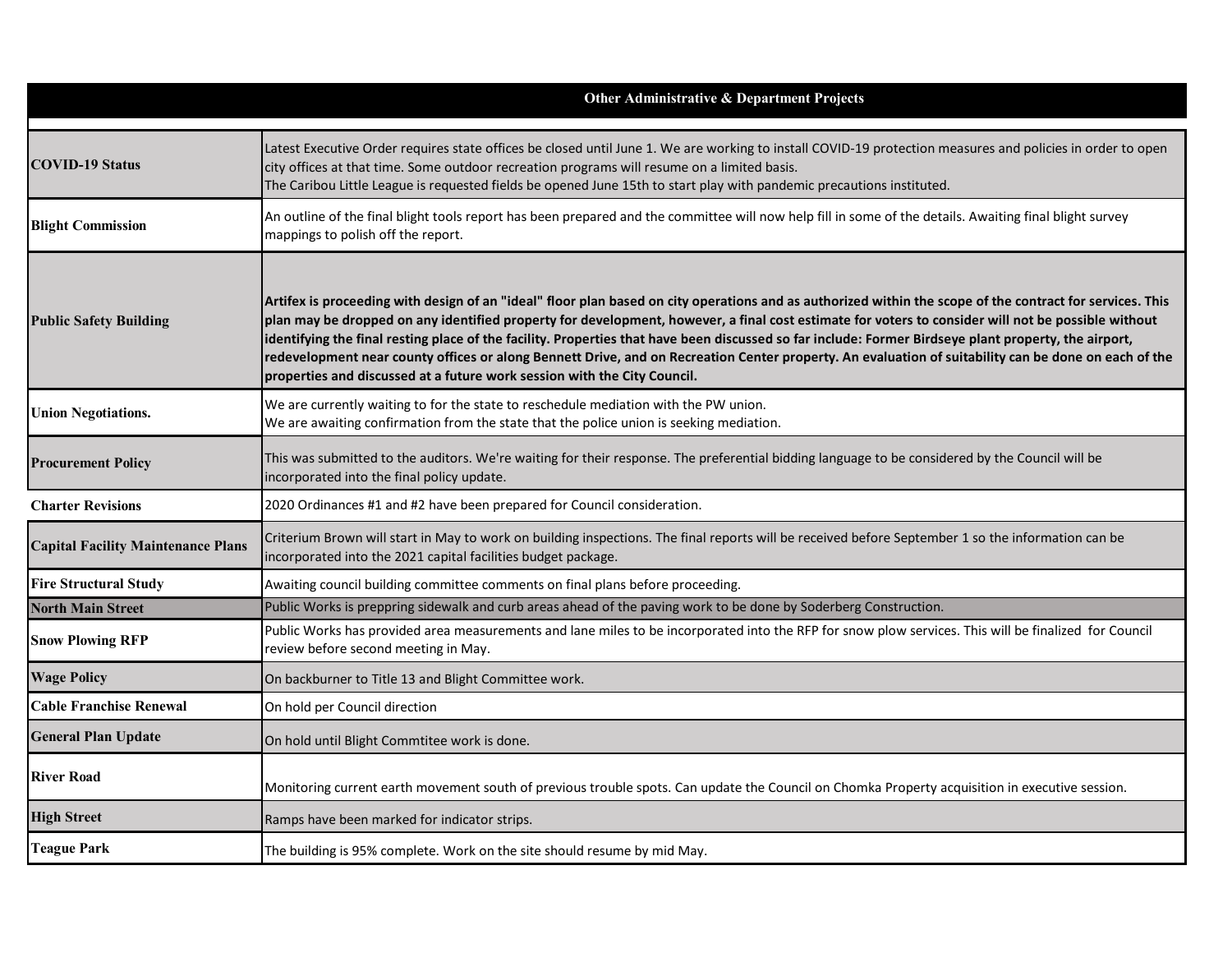| Other Administrative & Department Projects | |
|---|---|
| **COVID-19 Status** | Latest Executive Order requires state offices be closed until June 1. We are working to install COVID-19 protection measures and policies in order to open city offices at that time. Some outdoor recreation programs will resume on a limited basis.<br>The Caribou Little League is requested fields be opened June 15th to start play with pandemic precautions instituted. |
| **Blight Commission** | An outline of the final blight tools report has been prepared and the committee will now help fill in some of the details. Awaiting final blight survey mappings to polish off the report. |
| **Public Safety Building** | **Artifex is proceeding with design of an "ideal" floor plan based on city operations and as authorized within the scope of the contract for services. This plan may be dropped on any identified property for development, however, a final cost estimate for voters to consider will not be possible without identifying the final resting place of the facility. Properties that have been discussed so far include: Former Birdseye plant property, the airport, redevelopment near county offices or along Bennett Drive, and on Recreation Center property. An evaluation of suitability can be done on each of the properties and discussed at a future work session with the City Council.** |
| **Union Negotiations.** | We are currently waiting to for the state to reschedule mediation with the PW union.<br>We are awaiting confirmation from the state that the police union is seeking mediation. |
| **Procurement Policy** | This was submitted to the auditors. We're waiting for their response. The preferential bidding language to be considered by the Council will be incorporated into the final policy update. |
| **Charter Revisions** | 2020 Ordinances #1 and #2 have been prepared for Council consideration. |
| **Capital Facility Maintenance Plans** | Criterium Brown will start in May to work on building inspections. The final reports will be received before September 1 so the information can be incorporated into the 2021 capital facilities budget package. |
| **Fire Structural Study** | Awaiting council building committee comments on final plans before proceeding. |
| **North Main Street** | Public Works is preppring sidewalk and curb areas ahead of the paving work to be done by Soderberg Construction. |
| **Snow Plowing RFP** | Public Works has provided area measurements and lane miles to be incorporated into the RFP for snow plow services. This will be finalized for Council review before second meeting in May. |
| **Wage Policy** | On backburner to Title 13 and Blight Committee work. |
| **Cable Franchise Renewal** | On hold per Council direction |
| **General Plan Update** | On hold until Blight Commtitee work is done. |
| **River Road** | Monitoring current earth movement south of previous trouble spots. Can update the Council on Chomka Property acquisition in executive session. |
| **High Street** | Ramps have been marked for indicator strips. |
| **Teague Park** | The building is 95% complete. Work on the site should resume by mid May. |